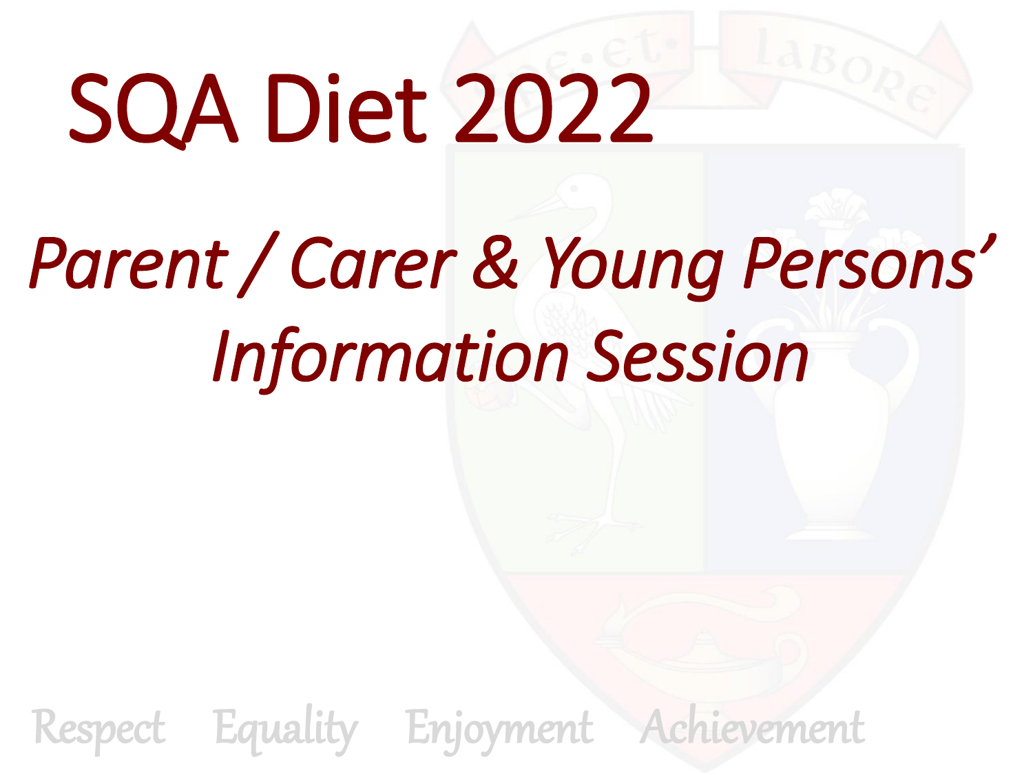# SQA Diet 2022

## *Parent / Carer & Young Persons' Information Session*

Respect Equality Enjoyment Achievement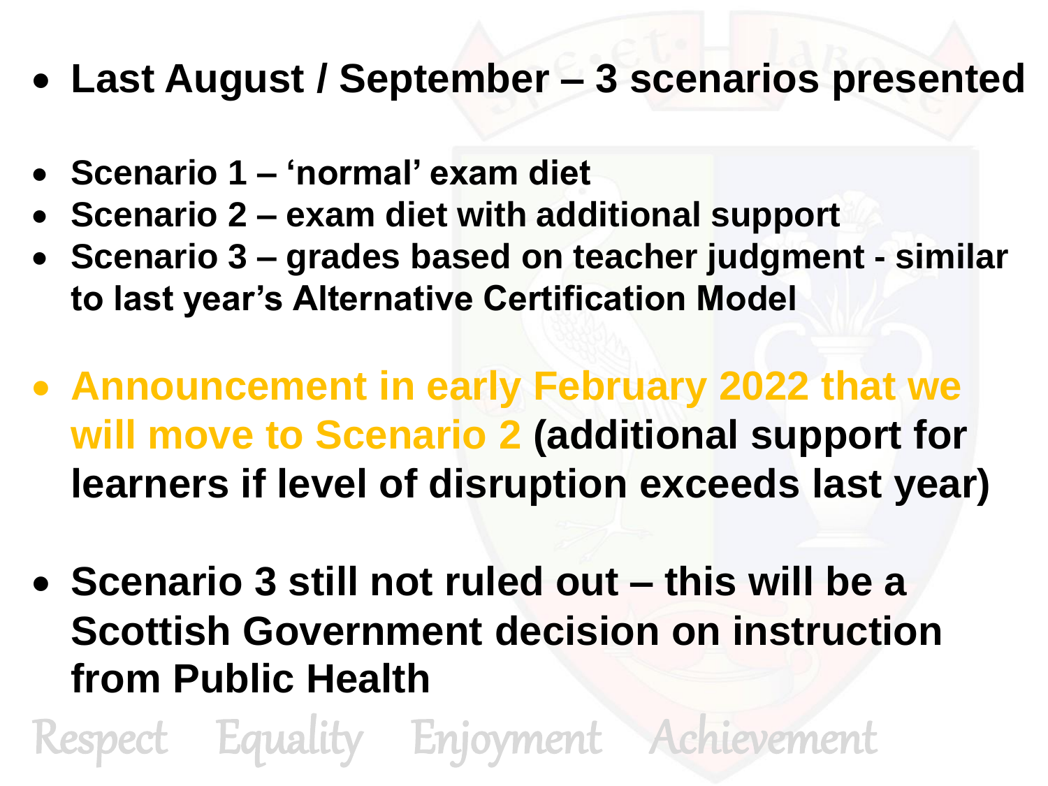- **Last August / September – 3 scenarios presented**

- **Scenario 1 – 'normal' exam diet**
- **Scenario 2 – exam diet with additional support**
- **Scenario 3 – grades based on teacher judgment - similar to last year's Alternative Certification Model**

- **Announcement in early February 2022 that we will move to Scenario 2 (additional support for learners if level of disruption exceeds last year)**

- **Scenario 3 still not ruled out – this will be a Scottish Government decision on instruction from Public Health**

Respect Equality Enjoyment Achievement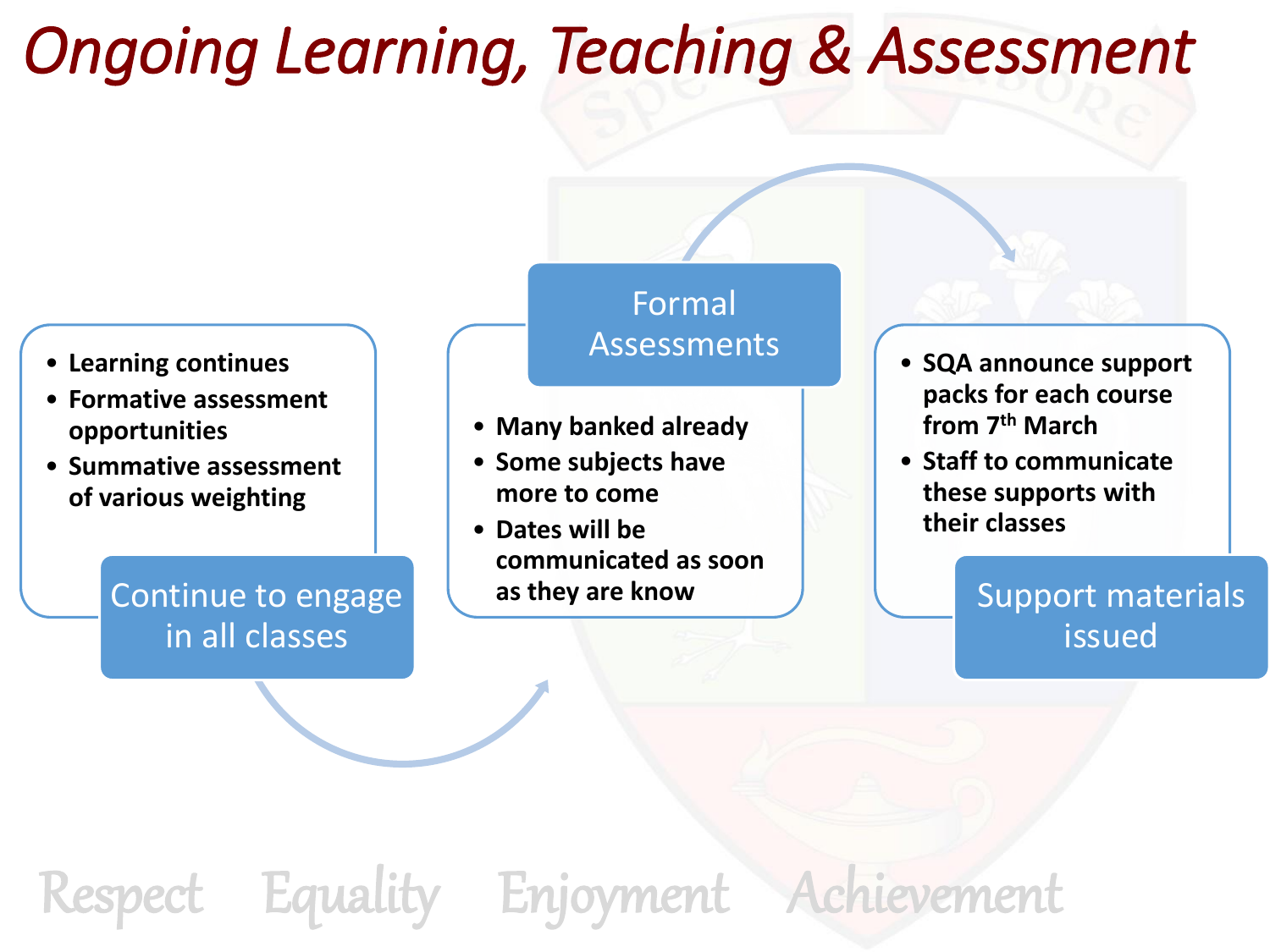# Ongoing Learning, Teaching & Assessment

## Continue to engage in all classes

- Learning continues
- Formative assessment opportunities
- Summative assessment of various weighting

## Formal Assessments

- Many banked already
- Some subjects have more to come
- Dates will be communicated as soon as they are know

## Support materials issued

- SQA announce support packs for each course from 7th March
- Staff to communicate these supports with their classes

Respect Equality Enjoyment Achievement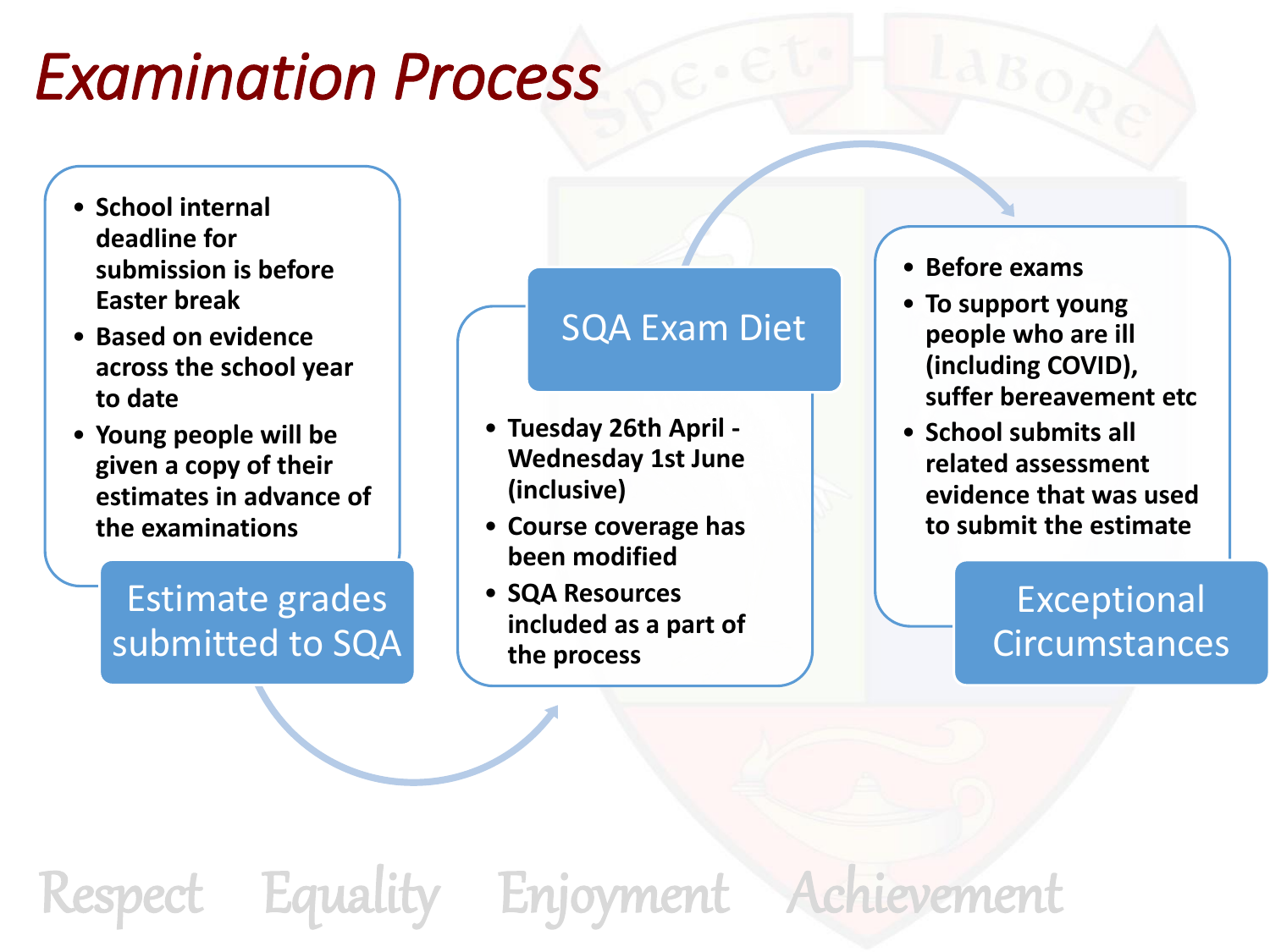# Examination Process

## Estimate grades submitted to SQA

- School internal deadline for submission is before Easter break
- Based on evidence across the school year to date
- Young people will be given a copy of their estimates in advance of the examinations

## SQA Exam Diet

- Tuesday 26th April - Wednesday 1st June (inclusive)
- Course coverage has been modified
- SQA Resources included as a part of the process

## Exceptional Circumstances

- Before exams
- To support young people who are ill (including COVID), suffer bereavement etc
- School submits all related assessment evidence that was used to submit the estimate

Respect Equality Enjoyment Achievement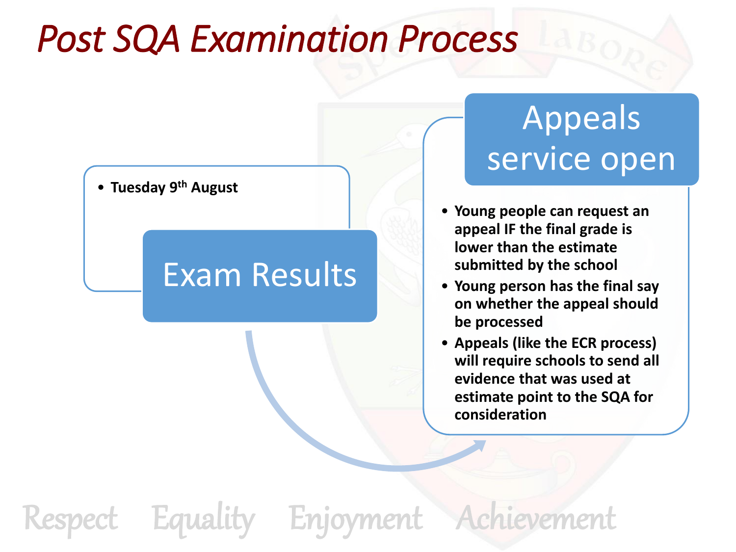# *Post SQA Examination Process*

## Exam Results

- **Tuesday 9th August**

## Appeals service open

- **Young people can request an appeal IF the final grade is lower than the estimate submitted by the school**
- **Young person has the final say on whether the appeal should be processed**
- **Appeals (like the ECR process) will require schools to send all evidence that was used at estimate point to the SQA for consideration**

Respect Equality Enjoyment Achievement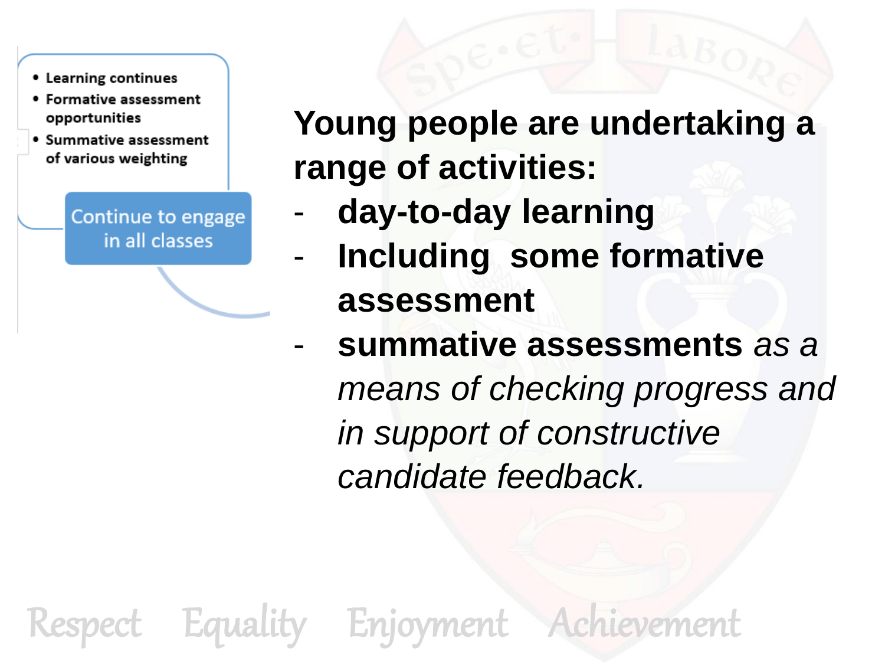- Learning continues
- Formative assessment opportunities
- Summative assessment of various weighting

Continue to engage in all classes

**Young people are undertaking a range of activities:**

- **day-to-day learning**
- **Including some formative assessment**
- **summative assessments** *as a means of checking progress and in support of constructive candidate feedback.*

Respect Equality Enjoyment Achievement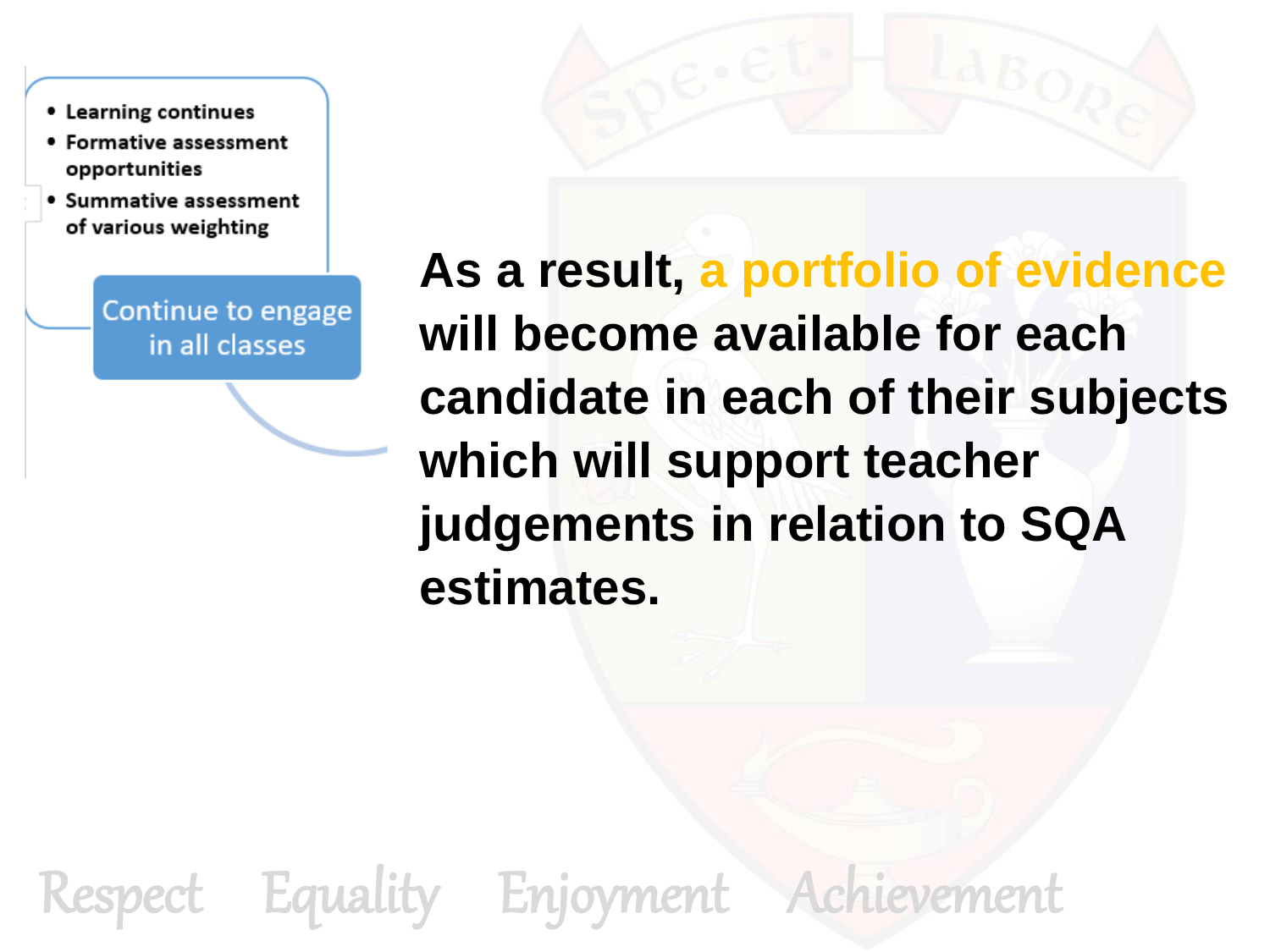- Learning continues
- Formative assessment opportunities
- Summative assessment of various weighting

Continue to engage in all classes

**As a result, a portfolio of evidence will become available for each candidate in each of their subjects which will support teacher judgements in relation to SQA estimates.**

Respect Equality Enjoyment Achievement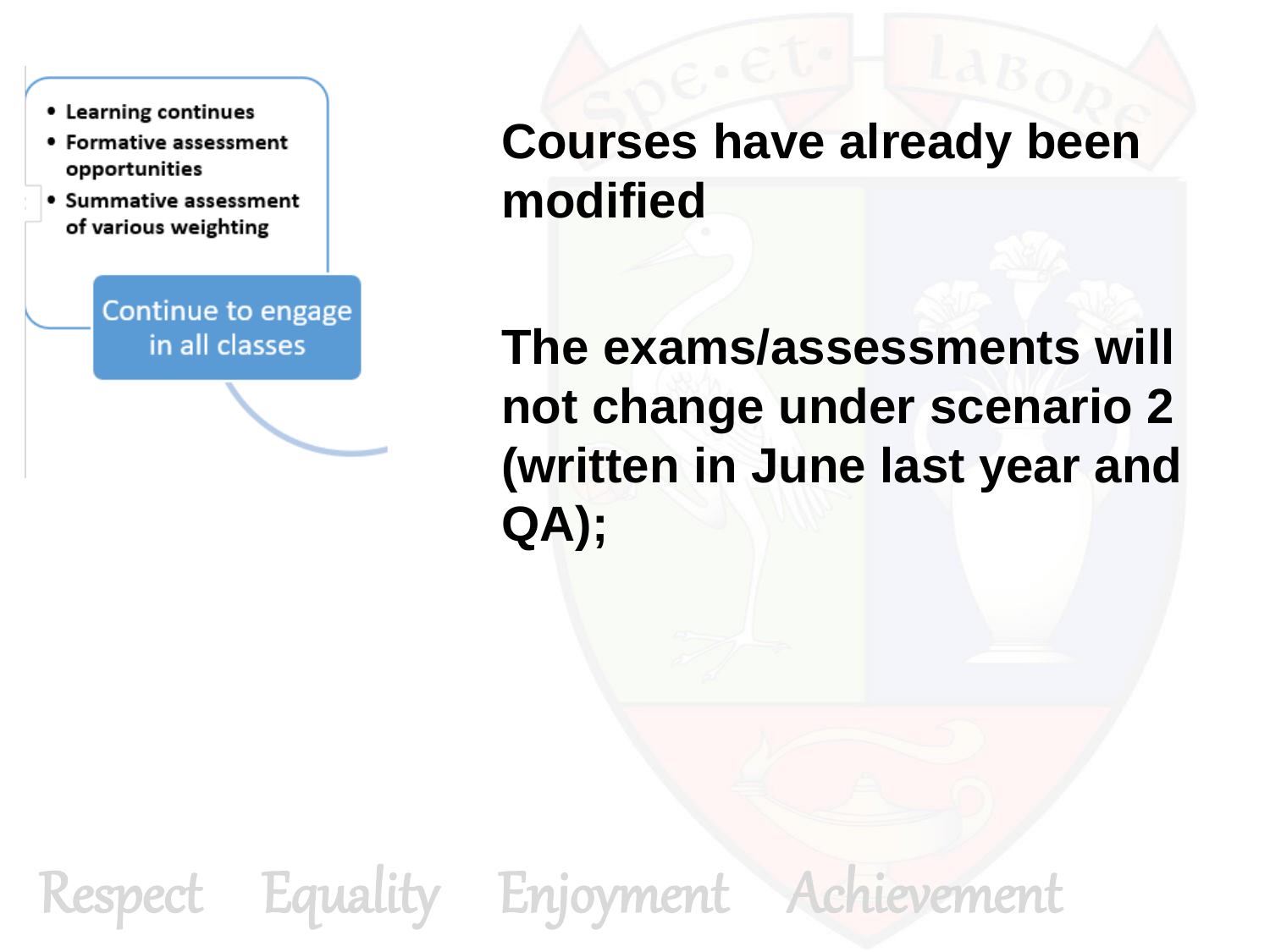- Learning continues
- Formative assessment opportunities
- Summative assessment of various weighting

Continue to engage in all classes

**Courses have already been modified**

**The exams/assessments will not change under scenario 2 (written in June last year and QA);**

Respect Equality Enjoyment Achievement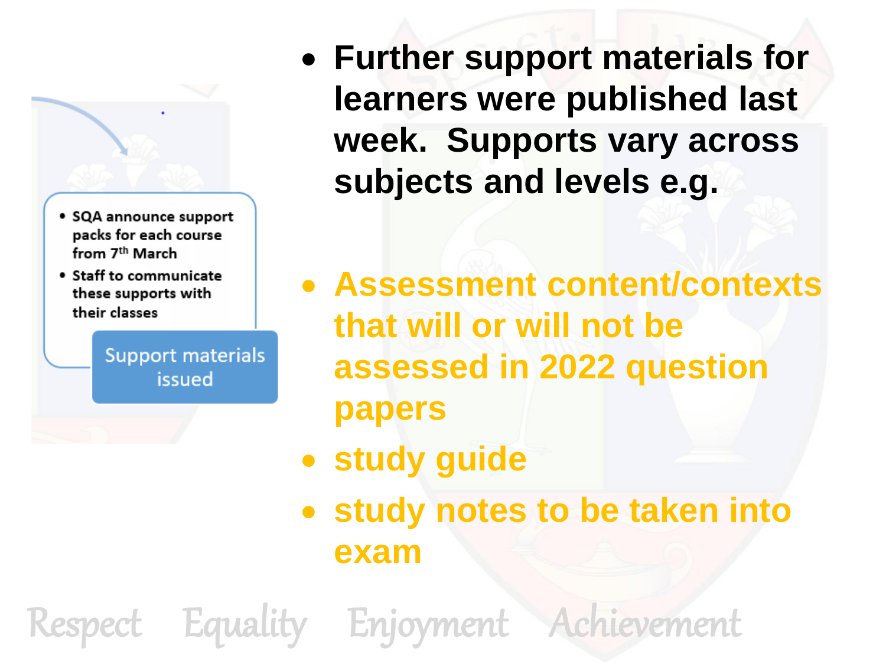- SQA announce support packs for each course from 7th March
- Staff to communicate these supports with their classes

Support materials issued

- **Further support materials for learners were published last week. Supports vary across subjects and levels e.g.**

- **Assessment content/contexts that will or will not be assessed in 2022 question papers**
- **study guide**
- **study notes to be taken into exam**

*Respect Equality Enjoyment Achievement*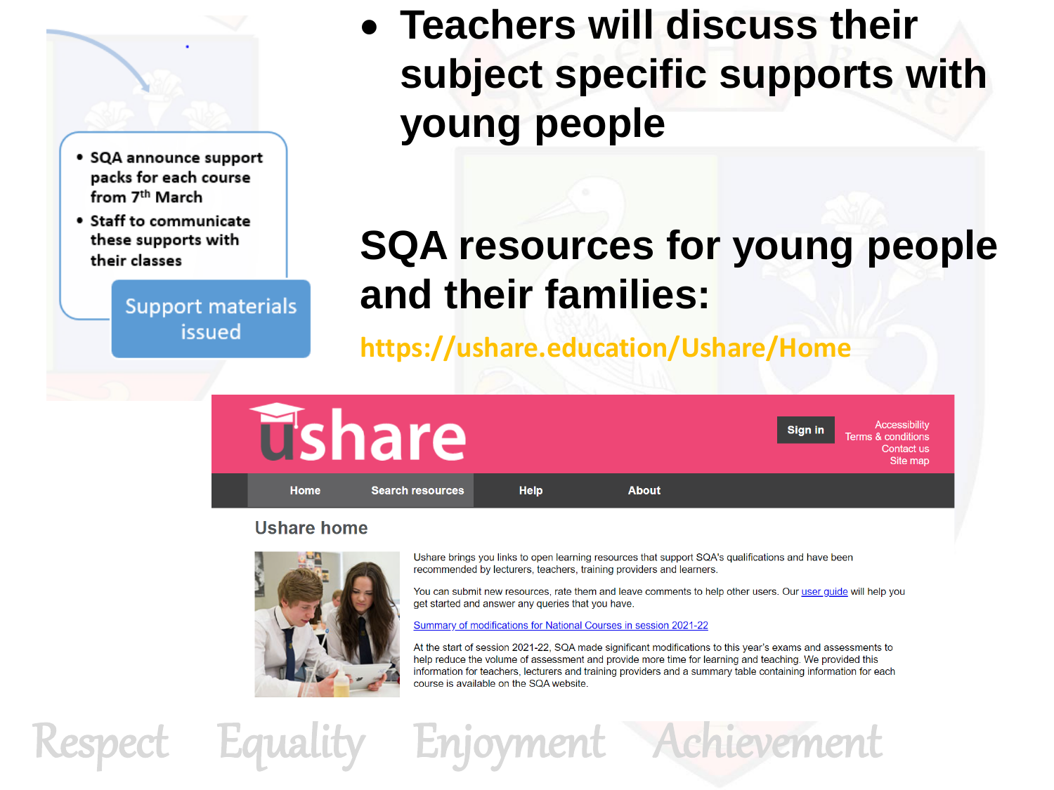- SQA announce support packs for each course from 7th March
- Staff to communicate these supports with their classes

Support materials issued

- **Teachers will discuss their subject specific supports with young people**

## SQA resources for young people and their families:

https://ushare.education/Ushare/Home

ushare

Sign in

Accessibility
Terms & conditions
Contact us
Site map

Home | Search resources | Help | About

### Ushare home

Ushare brings you links to open learning resources that support SQA's qualifications and have been recommended by lecturers, teachers, training providers and learners.

You can submit new resources, rate them and leave comments to help other users. Our user guide will help you get started and answer any queries that you have.

Summary of modifications for National Courses in session 2021-22

At the start of session 2021-22, SQA made significant modifications to this year's exams and assessments to help reduce the volume of assessment and provide more time for learning and teaching. We provided this information for teachers, lecturers and training providers and a summary table containing information for each course is available on the SQA website.

Respect Equality Enjoyment Achievement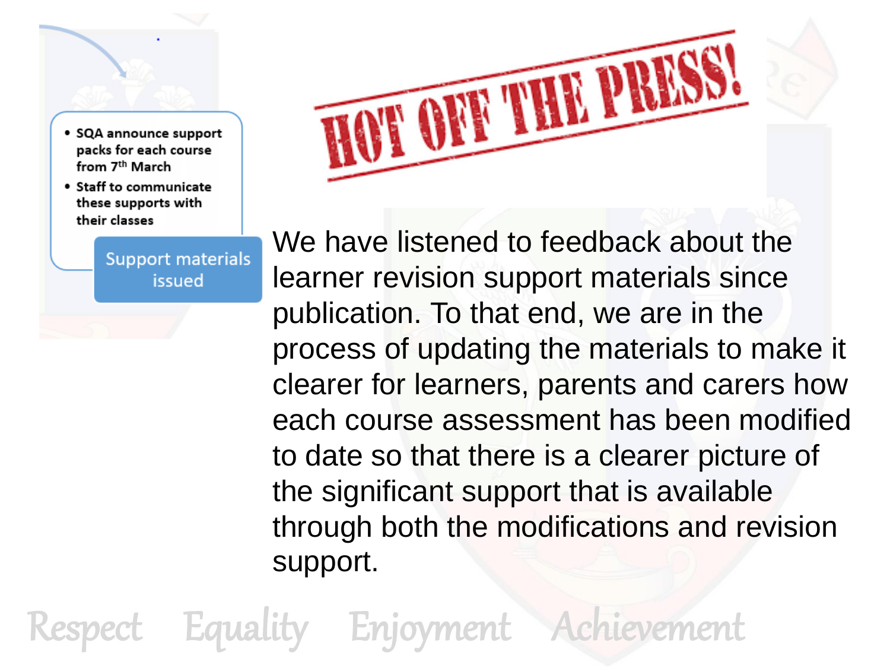- SQA announce support packs for each course from 7th March
- Staff to communicate these supports with their classes

Support materials issued

# HOT OFF THE PRESS!

We have listened to feedback about the learner revision support materials since publication. To that end, we are in the process of updating the materials to make it clearer for learners, parents and carers how each course assessment has been modified to date so that there is a clearer picture of the significant support that is available through both the modifications and revision support.

Respect Equality Enjoyment Achievement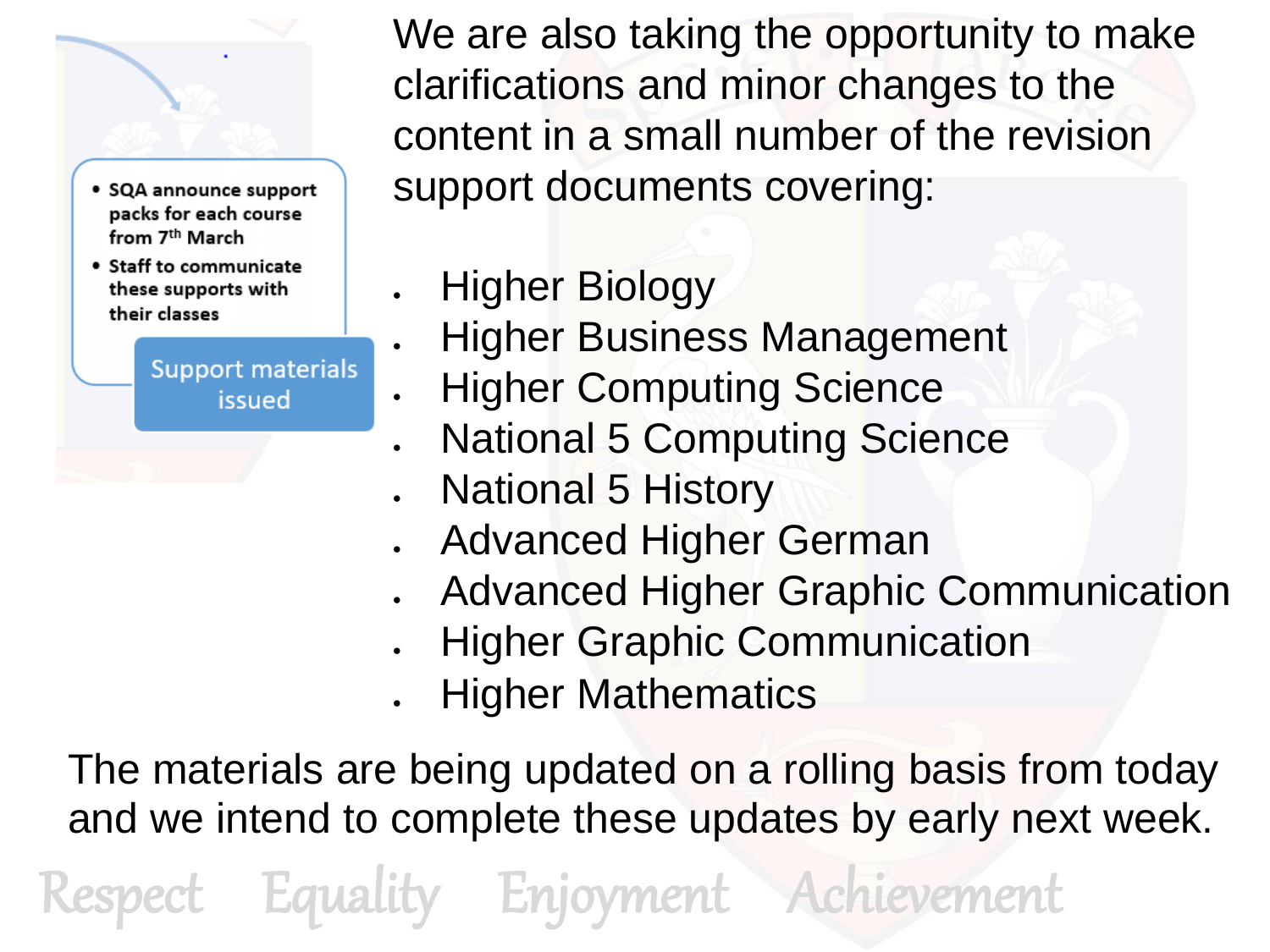- SQA announce support packs for each course from 7th March
- Staff to communicate these supports with their classes

Support materials issued

We are also taking the opportunity to make clarifications and minor changes to the content in a small number of the revision support documents covering:

- Higher Biology
- Higher Business Management
- Higher Computing Science
- National 5 Computing Science
- National 5 History
- Advanced Higher German
- Advanced Higher Graphic Communication
- Higher Graphic Communication
- Higher Mathematics

The materials are being updated on a rolling basis from today and we intend to complete these updates by early next week.

Respect Equality Enjoyment Achievement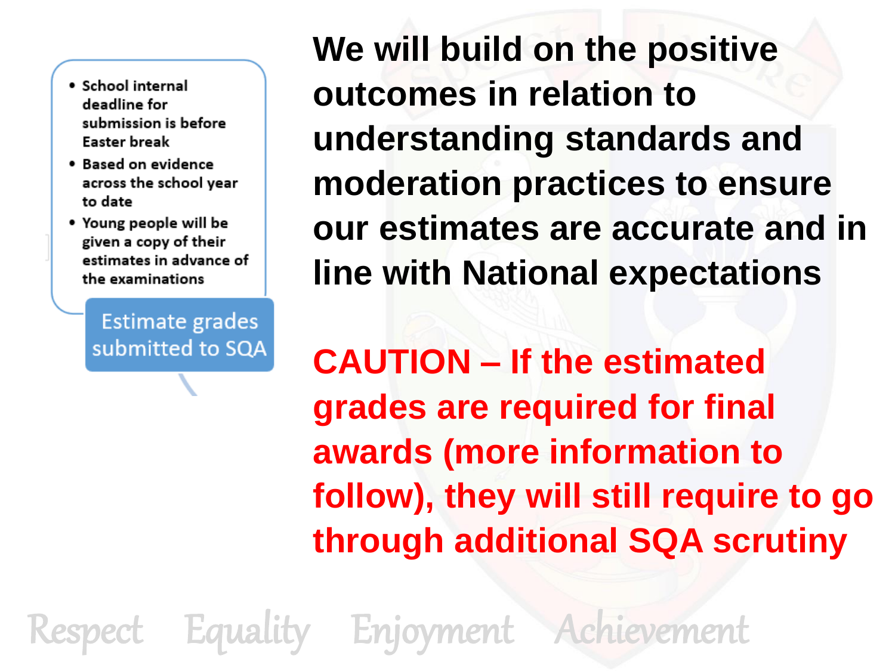- School internal deadline for submission is before Easter break
- Based on evidence across the school year to date
- Young people will be given a copy of their estimates in advance of the examinations

Estimate grades submitted to SQA

**We will build on the positive outcomes in relation to understanding standards and moderation practices to ensure our estimates are accurate and in line with National expectations**

**CAUTION – If the estimated grades are required for final awards (more information to follow), they will still require to go through additional SQA scrutiny**

Respect Equality Enjoyment Achievement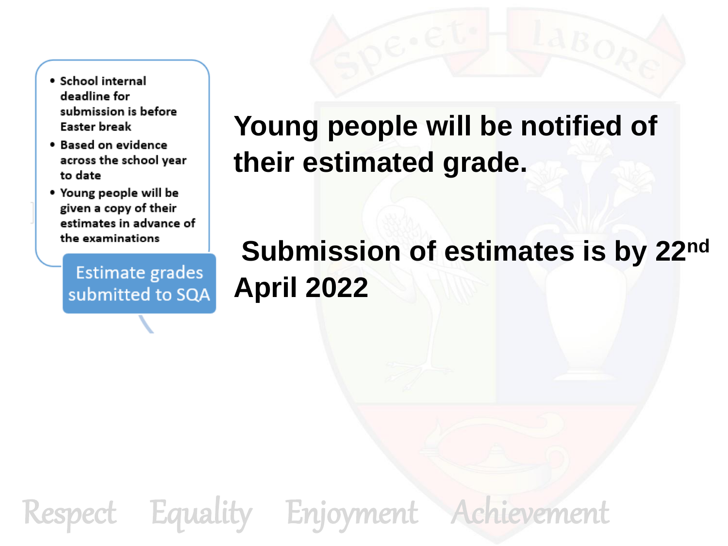- School internal deadline for submission is before Easter break
- Based on evidence across the school year to date
- Young people will be given a copy of their estimates in advance of the examinations

Estimate grades submitted to SQA

**Young people will be notified of their estimated grade.**

**Submission of estimates is by 22nd April 2022**

Respect Equality Enjoyment Achievement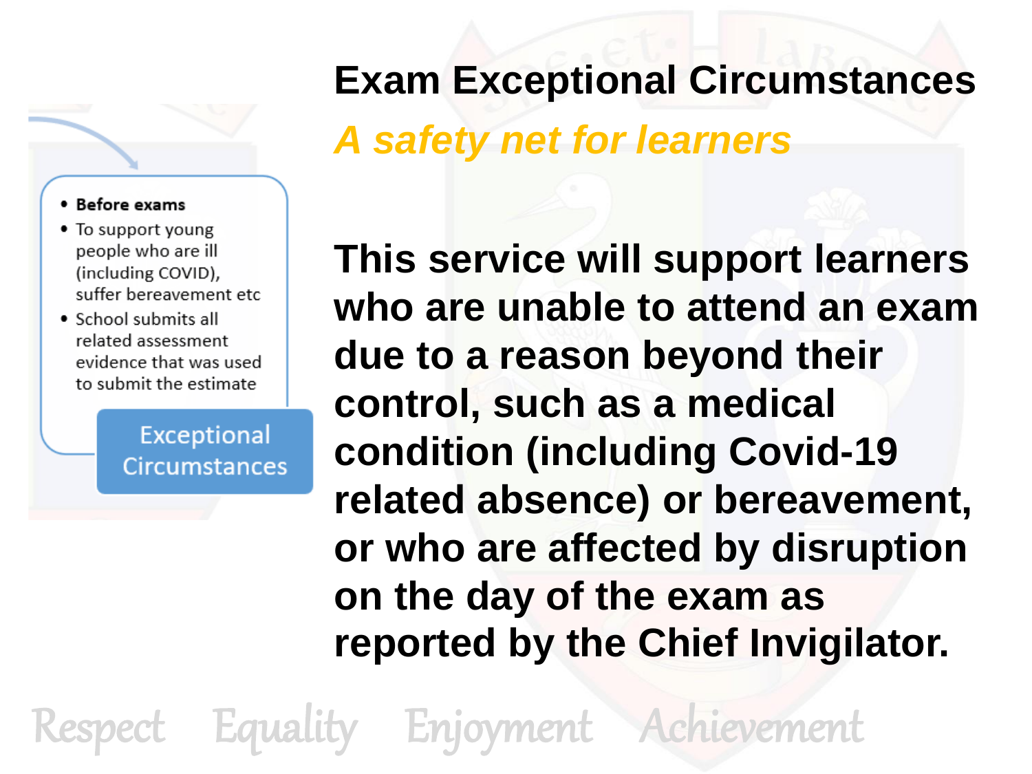# Exam Exceptional Circumstances

## *A safety net for learners*

- **Before exams**
- To support young people who are ill (including COVID), suffer bereavement etc
- School submits all related assessment evidence that was used to submit the estimate

Exceptional Circumstances

**This service will support learners who are unable to attend an exam due to a reason beyond their control, such as a medical condition (including Covid-19 related absence) or bereavement, or who are affected by disruption on the day of the exam as reported by the Chief Invigilator.**

Respect Equality Enjoyment Achievement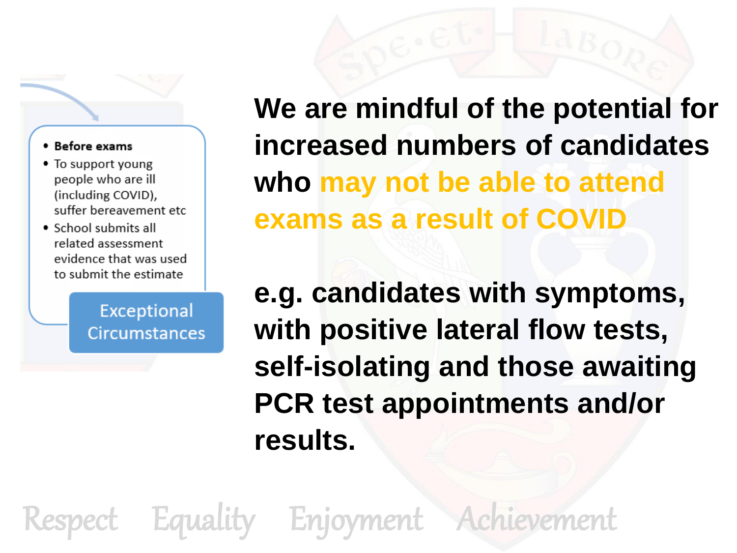- **Before exams**
- To support young people who are ill (including COVID), suffer bereavement etc
- School submits all related assessment evidence that was used to submit the estimate

Exceptional Circumstances

**We are mindful of the potential for increased numbers of candidates who may not be able to attend exams as a result of COVID**

**e.g. candidates with symptoms, with positive lateral flow tests, self-isolating and those awaiting PCR test appointments and/or results.**

Respect Equality Enjoyment Achievement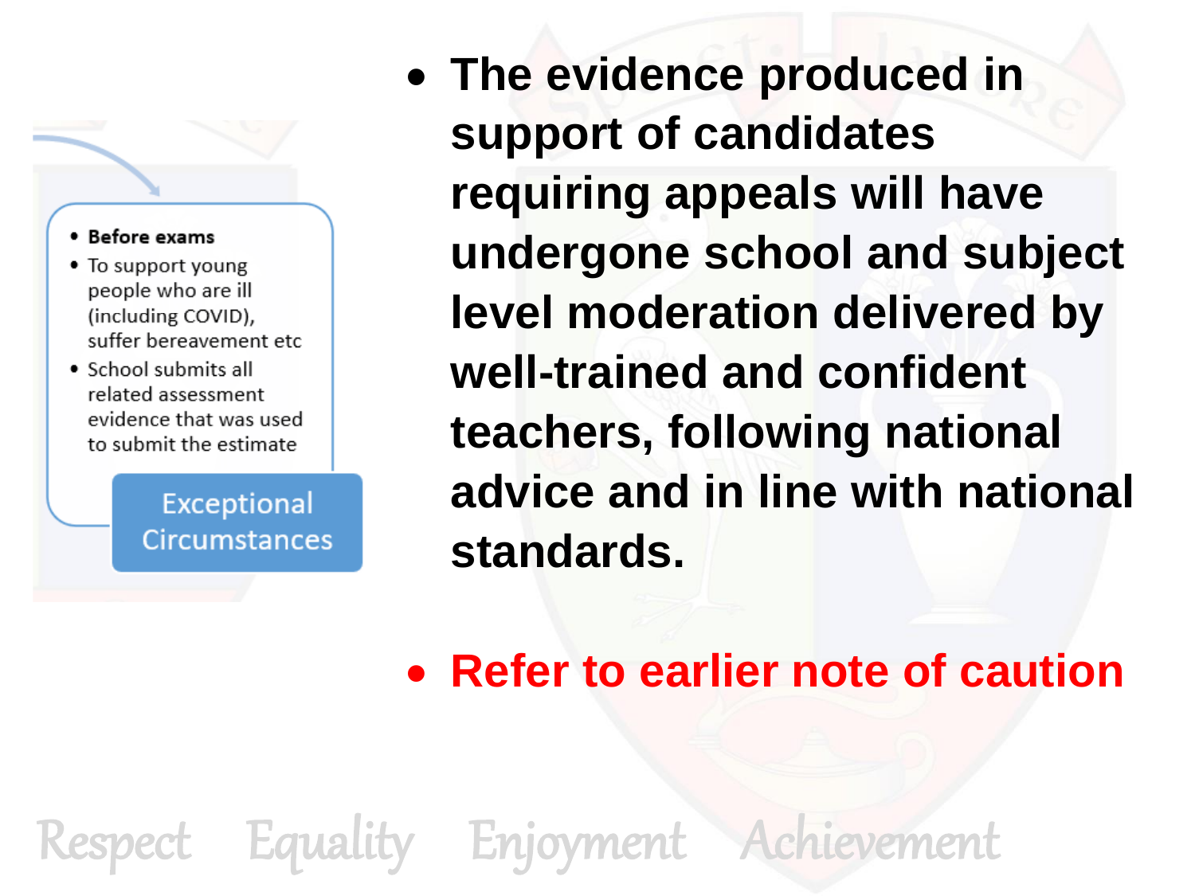- **Before exams**
- To support young people who are ill (including COVID), suffer bereavement etc
- School submits all related assessment evidence that was used to submit the estimate

Exceptional Circumstances

- **The evidence produced in support of candidates requiring appeals will have undergone school and subject level moderation delivered by well-trained and confident teachers, following national advice and in line with national standards.**

- **Refer to earlier note of caution**

Respect Equality Enjoyment Achievement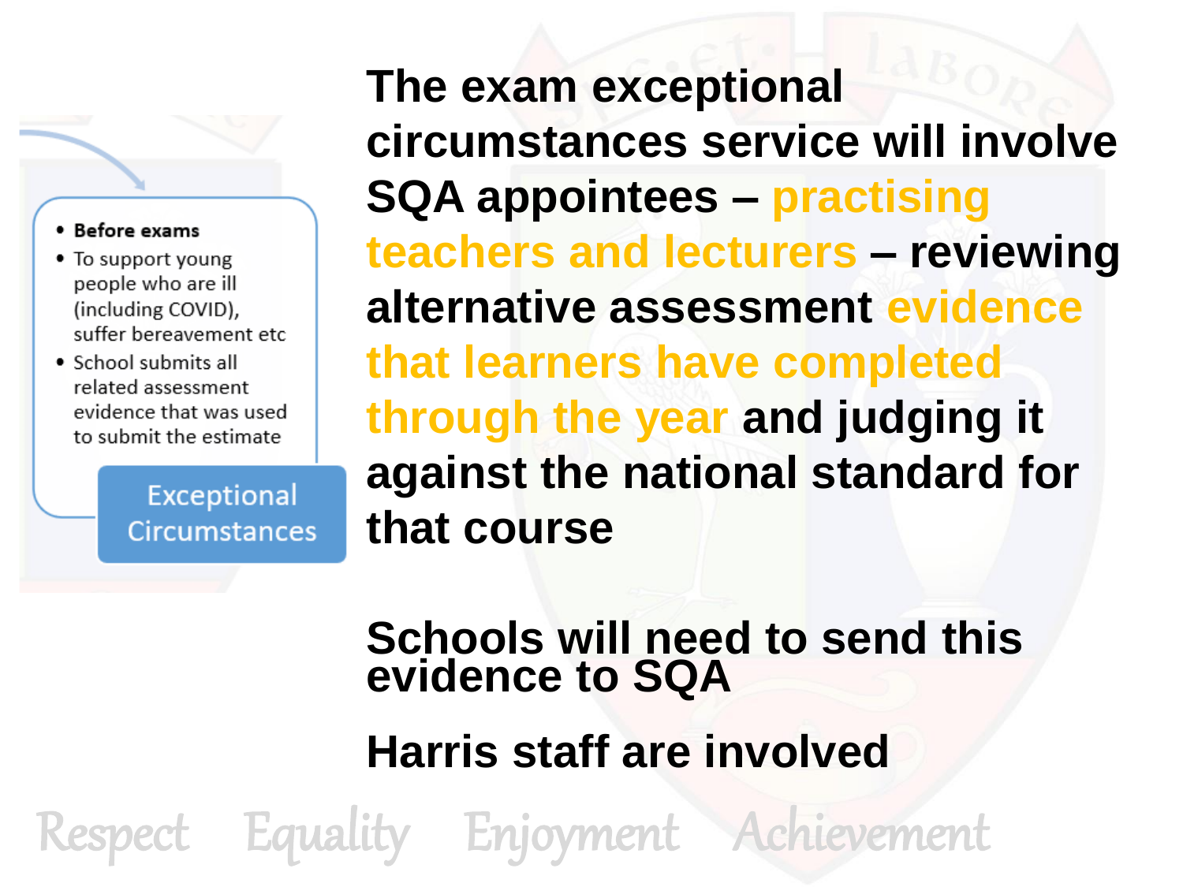- **Before exams**
- To support young people who are ill (including COVID), suffer bereavement etc
- School submits all related assessment evidence that was used to submit the estimate

Exceptional Circumstances

**The exam exceptional circumstances service will involve SQA appointees – practising teachers and lecturers – reviewing alternative assessment evidence that learners have completed through the year and judging it against the national standard for that course**

**Schools will need to send this evidence to SQA**

**Harris staff are involved**

Respect Equality Enjoyment Achievement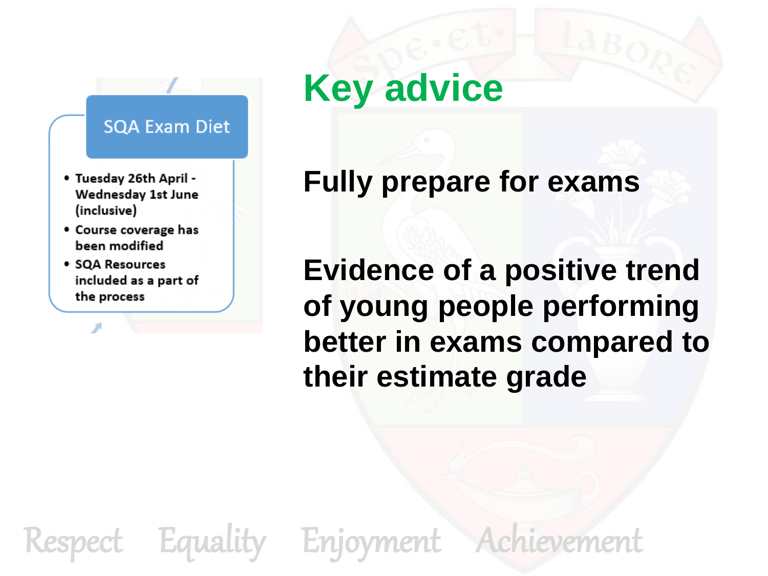## SQA Exam Diet

- Tuesday 26th April - Wednesday 1st June (inclusive)
- Course coverage has been modified
- SQA Resources included as a part of the process

# Key advice

**Fully prepare for exams**

**Evidence of a positive trend of young people performing better in exams compared to their estimate grade**

Respect Equality Enjoyment Achievement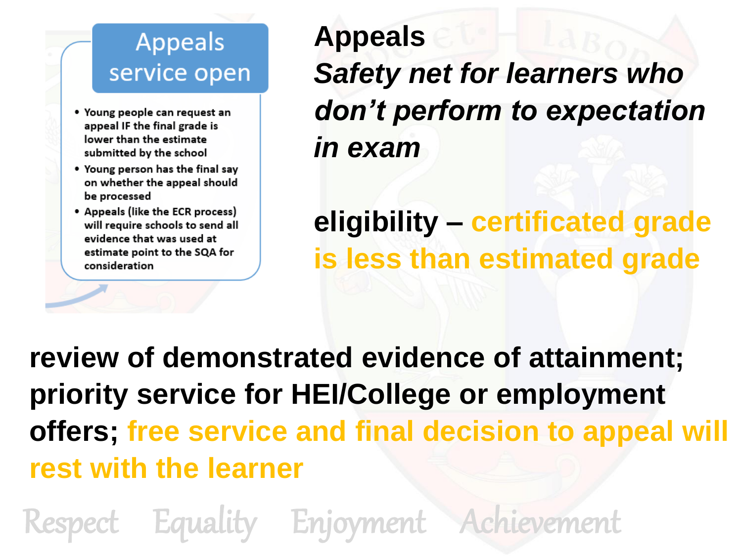## Appeals service open

- Young people can request an appeal IF the final grade is lower than the estimate submitted by the school
- Young person has the final say on whether the appeal should be processed
- Appeals (like the ECR process) will require schools to send all evidence that was used at estimate point to the SQA for consideration

# Appeals

***Safety net for learners who don't perform to expectation in exam***

**eligibility – certificated grade is less than estimated grade**

**review of demonstrated evidence of attainment; priority service for HEI/College or employment offers; free service and final decision to appeal will rest with the learner**

Respect Equality Enjoyment Achievement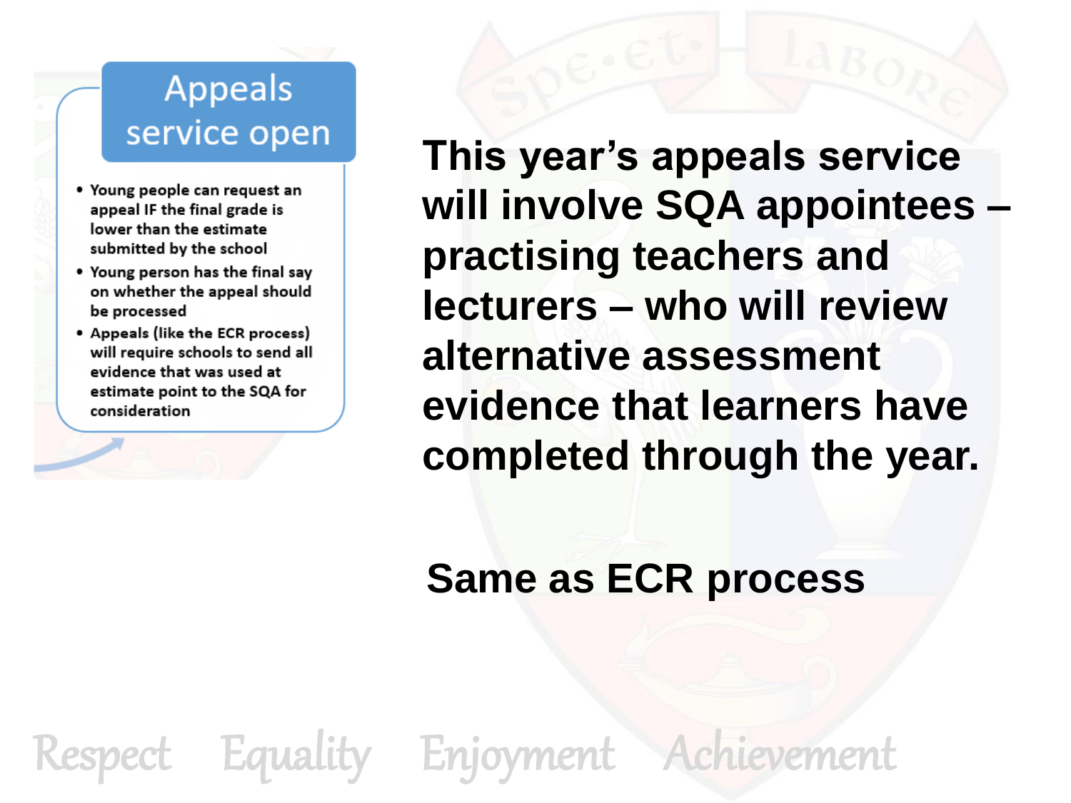## Appeals service open

- Young people can request an appeal IF the final grade is lower than the estimate submitted by the school
- Young person has the final say on whether the appeal should be processed
- Appeals (like the ECR process) will require schools to send all evidence that was used at estimate point to the SQA for consideration

**This year's appeals service will involve SQA appointees – practising teachers and lecturers – who will review alternative assessment evidence that learners have completed through the year.**

**Same as ECR process**

Respect Equality Enjoyment Achievement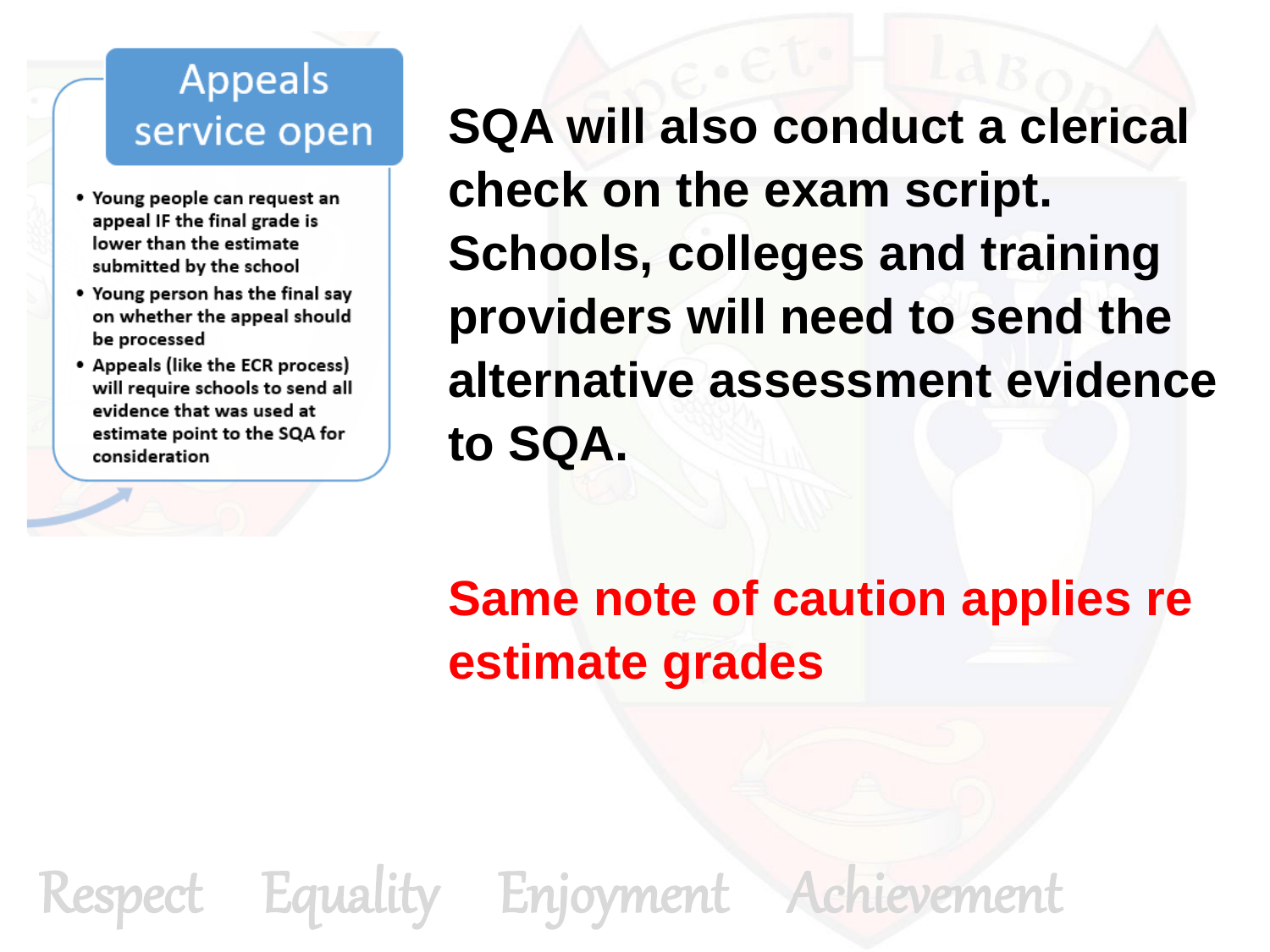## Appeals service open

- Young people can request an appeal IF the final grade is lower than the estimate submitted by the school
- Young person has the final say on whether the appeal should be processed
- Appeals (like the ECR process) will require schools to send all evidence that was used at estimate point to the SQA for consideration

**SQA will also conduct a clerical check on the exam script. Schools, colleges and training providers will need to send the alternative assessment evidence to SQA.**

**Same note of caution applies re estimate grades**

Respect Equality Enjoyment Achievement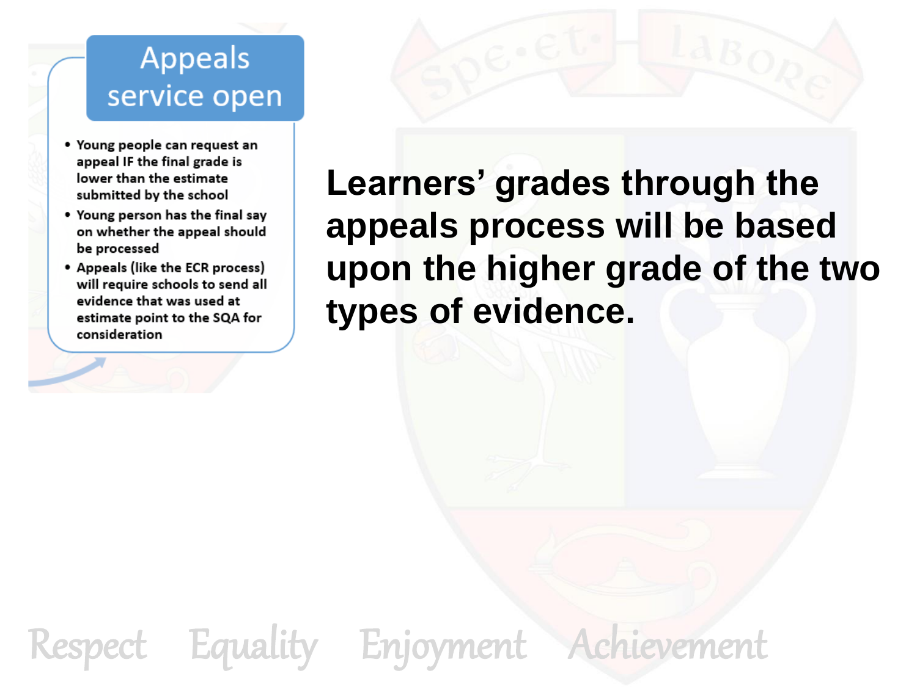## Appeals service open

- Young people can request an appeal IF the final grade is lower than the estimate submitted by the school
- Young person has the final say on whether the appeal should be processed
- Appeals (like the ECR process) will require schools to send all evidence that was used at estimate point to the SQA for consideration

**Learners' grades through the appeals process will be based upon the higher grade of the two types of evidence.**

Respect Equality Enjoyment Achievement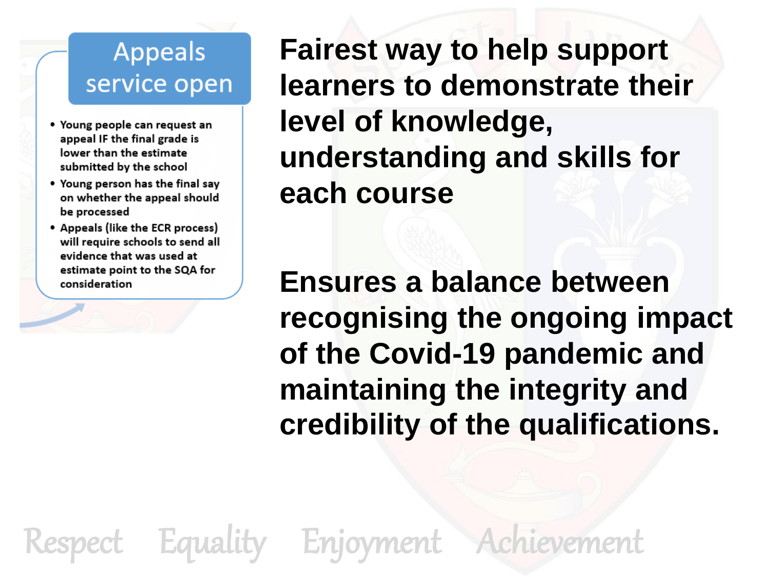## Appeals service open

- Young people can request an appeal IF the final grade is lower than the estimate submitted by the school
- Young person has the final say on whether the appeal should be processed
- Appeals (like the ECR process) will require schools to send all evidence that was used at estimate point to the SQA for consideration

**Fairest way to help support learners to demonstrate their level of knowledge, understanding and skills for each course**

**Ensures a balance between recognising the ongoing impact of the Covid-19 pandemic and maintaining the integrity and credibility of the qualifications.**

Respect Equality Enjoyment Achievement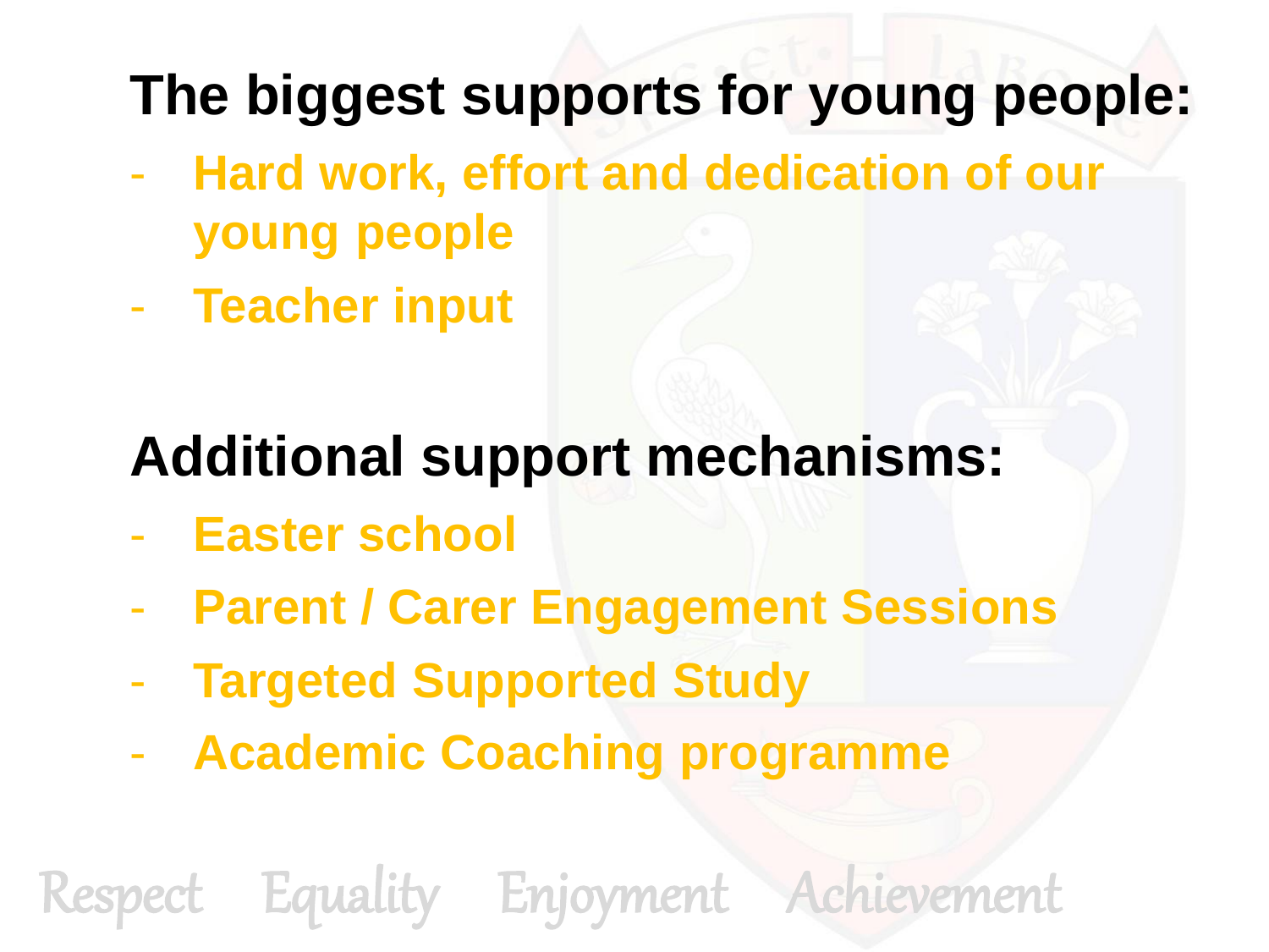## The biggest supports for young people:

- **Hard work, effort and dedication of our young people**
- **Teacher input**

## Additional support mechanisms:

- **Easter school**
- **Parent / Carer Engagement Sessions**
- **Targeted Supported Study**
- **Academic Coaching programme**

Respect Equality Enjoyment Achievement